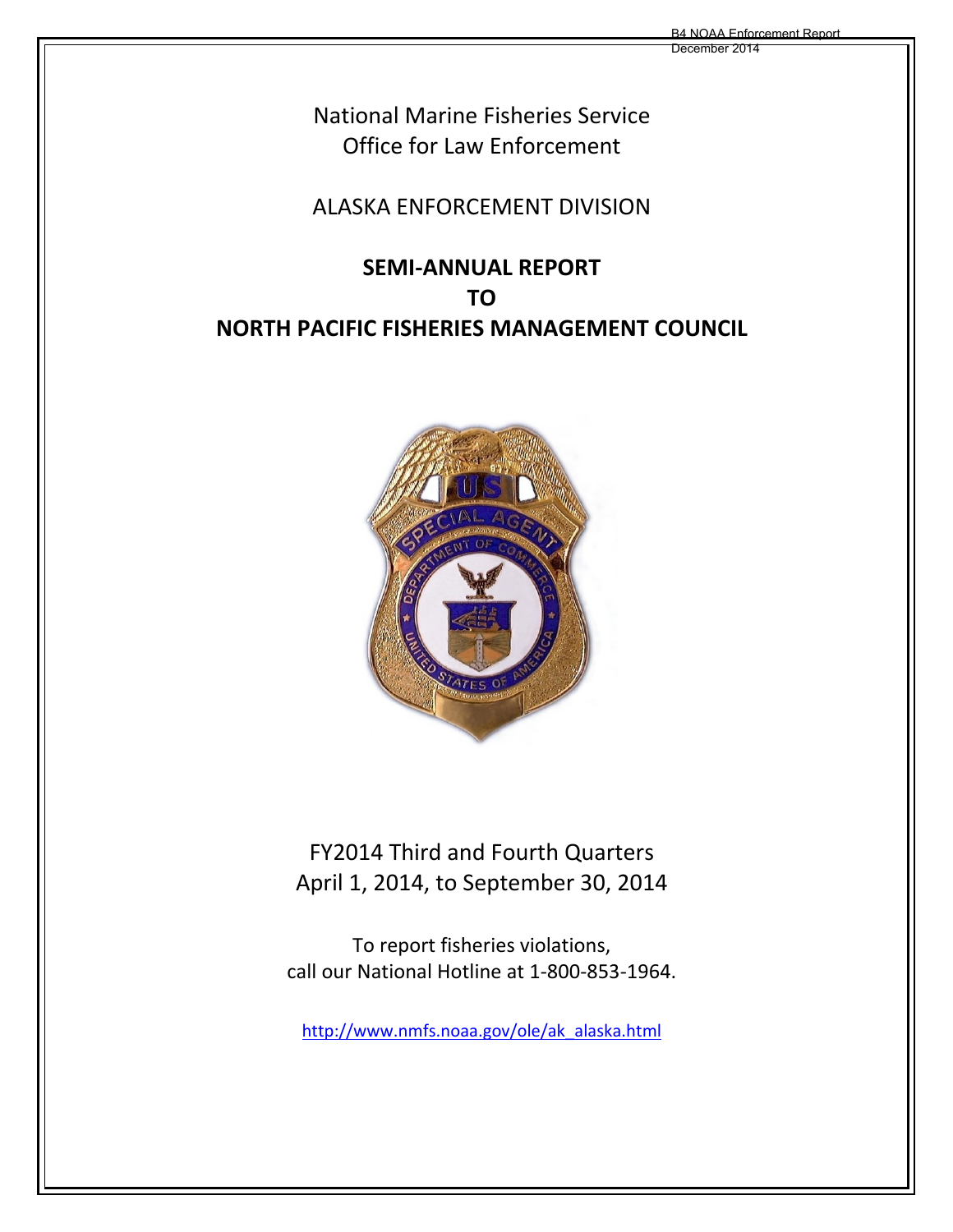B4 NOAA Enforcement Report
December 2014

National Marine Fisheries Service
Office for Law Enforcement

ALASKA ENFORCEMENT DIVISION

# SEMI-ANNUAL REPORT
# TO
# NORTH PACIFIC FISHERIES MANAGEMENT COUNCIL

FY2014 Third and Fourth Quarters
April 1, 2014, to September 30, 2014

To report fisheries violations,
call our National Hotline at 1-800-853-1964.

http://www.nmfs.noaa.gov/ole/ak_alaska.html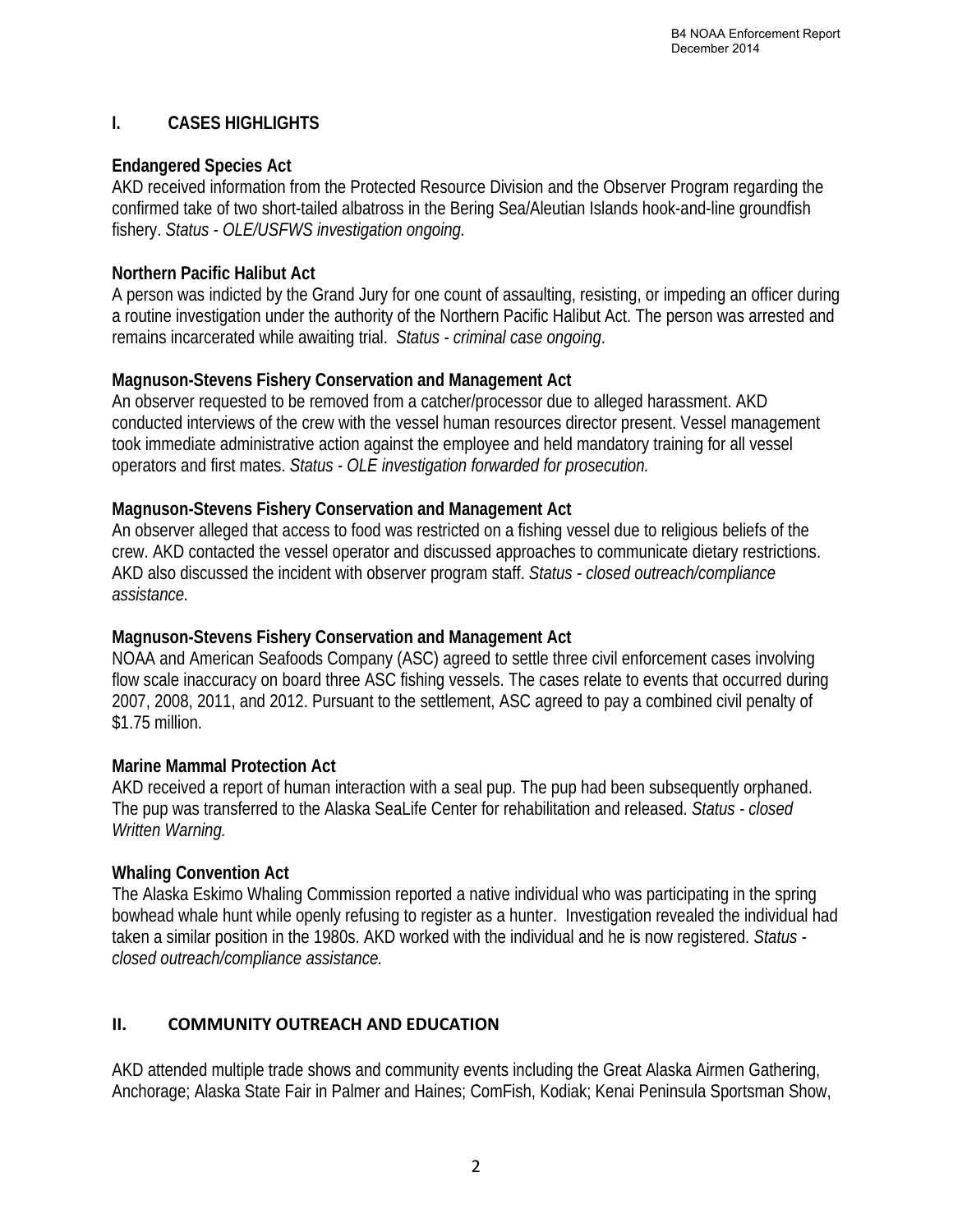## I. CASES HIGHLIGHTS

**Endangered Species Act**
AKD received information from the Protected Resource Division and the Observer Program regarding the confirmed take of two short-tailed albatross in the Bering Sea/Aleutian Islands hook-and-line groundfish fishery. *Status - OLE/USFWS investigation ongoing.*

**Northern Pacific Halibut Act**
A person was indicted by the Grand Jury for one count of assaulting, resisting, or impeding an officer during a routine investigation under the authority of the Northern Pacific Halibut Act. The person was arrested and remains incarcerated while awaiting trial. *Status - criminal case ongoing*.

**Magnuson-Stevens Fishery Conservation and Management Act**
An observer requested to be removed from a catcher/processor due to alleged harassment. AKD conducted interviews of the crew with the vessel human resources director present. Vessel management took immediate administrative action against the employee and held mandatory training for all vessel operators and first mates. *Status - OLE investigation forwarded for prosecution.*

**Magnuson-Stevens Fishery Conservation and Management Act**
An observer alleged that access to food was restricted on a fishing vessel due to religious beliefs of the crew. AKD contacted the vessel operator and discussed approaches to communicate dietary restrictions. AKD also discussed the incident with observer program staff. *Status - closed outreach/compliance assistance.*

**Magnuson-Stevens Fishery Conservation and Management Act**
NOAA and American Seafoods Company (ASC) agreed to settle three civil enforcement cases involving flow scale inaccuracy on board three ASC fishing vessels. The cases relate to events that occurred during 2007, 2008, 2011, and 2012. Pursuant to the settlement, ASC agreed to pay a combined civil penalty of $1.75 million.

**Marine Mammal Protection Act**
AKD received a report of human interaction with a seal pup. The pup had been subsequently orphaned. The pup was transferred to the Alaska SeaLife Center for rehabilitation and released. *Status - closed Written Warning.*

**Whaling Convention Act**
The Alaska Eskimo Whaling Commission reported a native individual who was participating in the spring bowhead whale hunt while openly refusing to register as a hunter. Investigation revealed the individual had taken a similar position in the 1980s. AKD worked with the individual and he is now registered. *Status - closed outreach/compliance assistance.*

## II. COMMUNITY OUTREACH AND EDUCATION

AKD attended multiple trade shows and community events including the Great Alaska Airmen Gathering, Anchorage; Alaska State Fair in Palmer and Haines; ComFish, Kodiak; Kenai Peninsula Sportsman Show,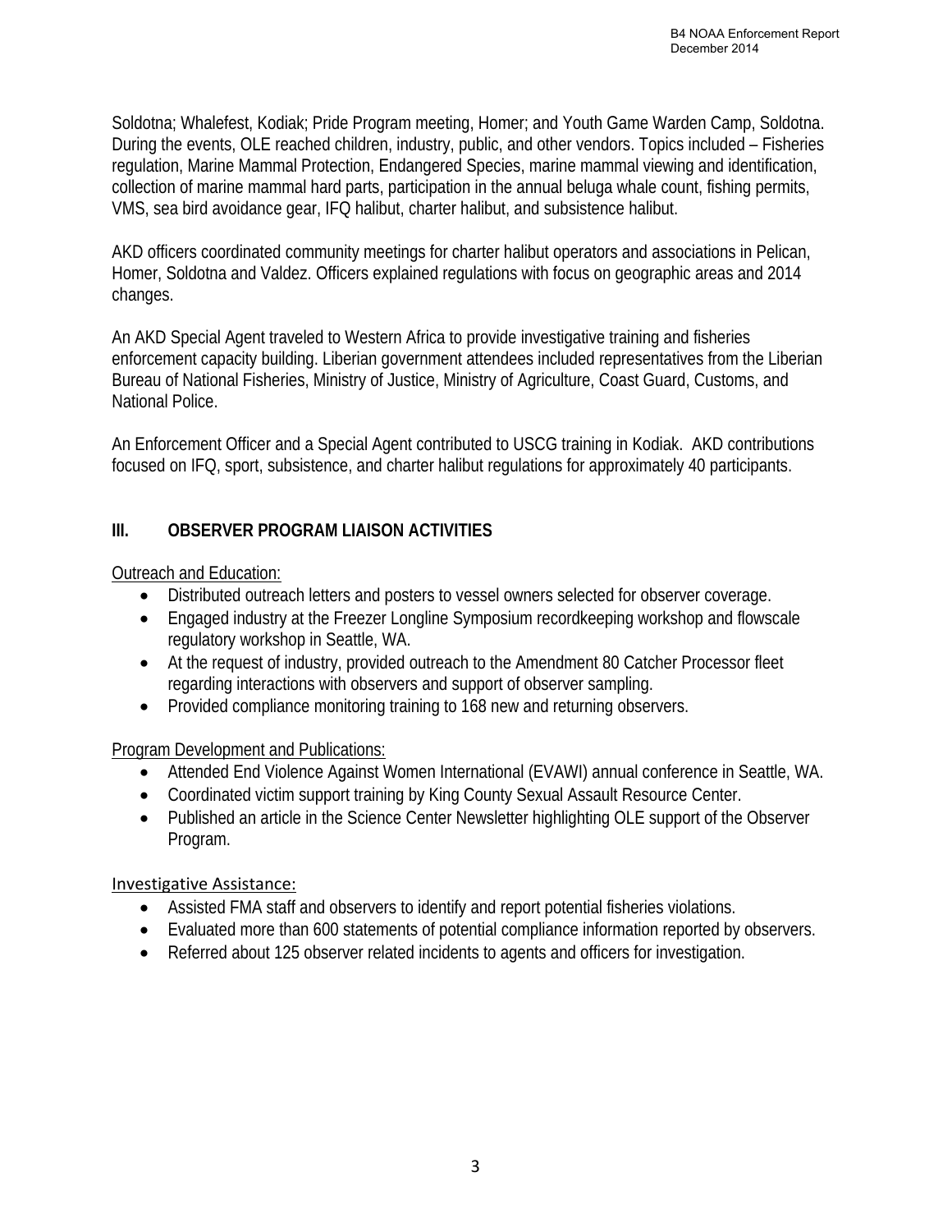Soldotna; Whalefest, Kodiak; Pride Program meeting, Homer; and Youth Game Warden Camp, Soldotna. During the events, OLE reached children, industry, public, and other vendors. Topics included – Fisheries regulation, Marine Mammal Protection, Endangered Species, marine mammal viewing and identification, collection of marine mammal hard parts, participation in the annual beluga whale count, fishing permits, VMS, sea bird avoidance gear, IFQ halibut, charter halibut, and subsistence halibut.

AKD officers coordinated community meetings for charter halibut operators and associations in Pelican, Homer, Soldotna and Valdez. Officers explained regulations with focus on geographic areas and 2014 changes.

An AKD Special Agent traveled to Western Africa to provide investigative training and fisheries enforcement capacity building. Liberian government attendees included representatives from the Liberian Bureau of National Fisheries, Ministry of Justice, Ministry of Agriculture, Coast Guard, Customs, and National Police.

An Enforcement Officer and a Special Agent contributed to USCG training in Kodiak. AKD contributions focused on IFQ, sport, subsistence, and charter halibut regulations for approximately 40 participants.

## III. OBSERVER PROGRAM LIAISON ACTIVITIES

<u>Outreach and Education:</u>

- Distributed outreach letters and posters to vessel owners selected for observer coverage.
- Engaged industry at the Freezer Longline Symposium recordkeeping workshop and flowscale regulatory workshop in Seattle, WA.
- At the request of industry, provided outreach to the Amendment 80 Catcher Processor fleet regarding interactions with observers and support of observer sampling.
- Provided compliance monitoring training to 168 new and returning observers.

<u>Program Development and Publications:</u>

- Attended End Violence Against Women International (EVAWI) annual conference in Seattle, WA.
- Coordinated victim support training by King County Sexual Assault Resource Center.
- Published an article in the Science Center Newsletter highlighting OLE support of the Observer Program.

<u>Investigative Assistance:</u>

- Assisted FMA staff and observers to identify and report potential fisheries violations.
- Evaluated more than 600 statements of potential compliance information reported by observers.
- Referred about 125 observer related incidents to agents and officers for investigation.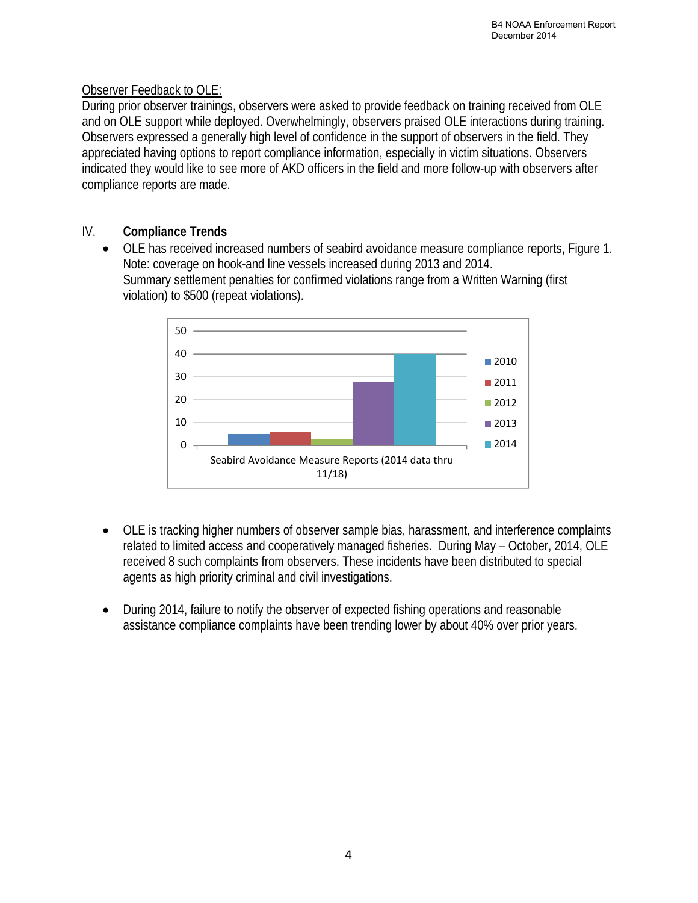Observer Feedback to OLE:

During prior observer trainings, observers were asked to provide feedback on training received from OLE and on OLE support while deployed. Overwhelmingly, observers praised OLE interactions during training. Observers expressed a generally high level of confidence in the support of observers in the field. They appreciated having options to report compliance information, especially in victim situations. Observers indicated they would like to see more of AKD officers in the field and more follow-up with observers after compliance reports are made.

## IV. **Compliance Trends**

- OLE has received increased numbers of seabird avoidance measure compliance reports, Figure 1. Note: coverage on hook-and line vessels increased during 2013 and 2014.
  Summary settlement penalties for confirmed violations range from a Written Warning (first violation) to $500 (repeat violations).

50
40
30
20
10
0

2010
2011
2012
2013
2014

Seabird Avoidance Measure Reports (2014 data thru 11/18)

- OLE is tracking higher numbers of observer sample bias, harassment, and interference complaints related to limited access and cooperatively managed fisheries. During May – October, 2014, OLE received 8 such complaints from observers. These incidents have been distributed to special agents as high priority criminal and civil investigations.

- During 2014, failure to notify the observer of expected fishing operations and reasonable assistance compliance complaints have been trending lower by about 40% over prior years.